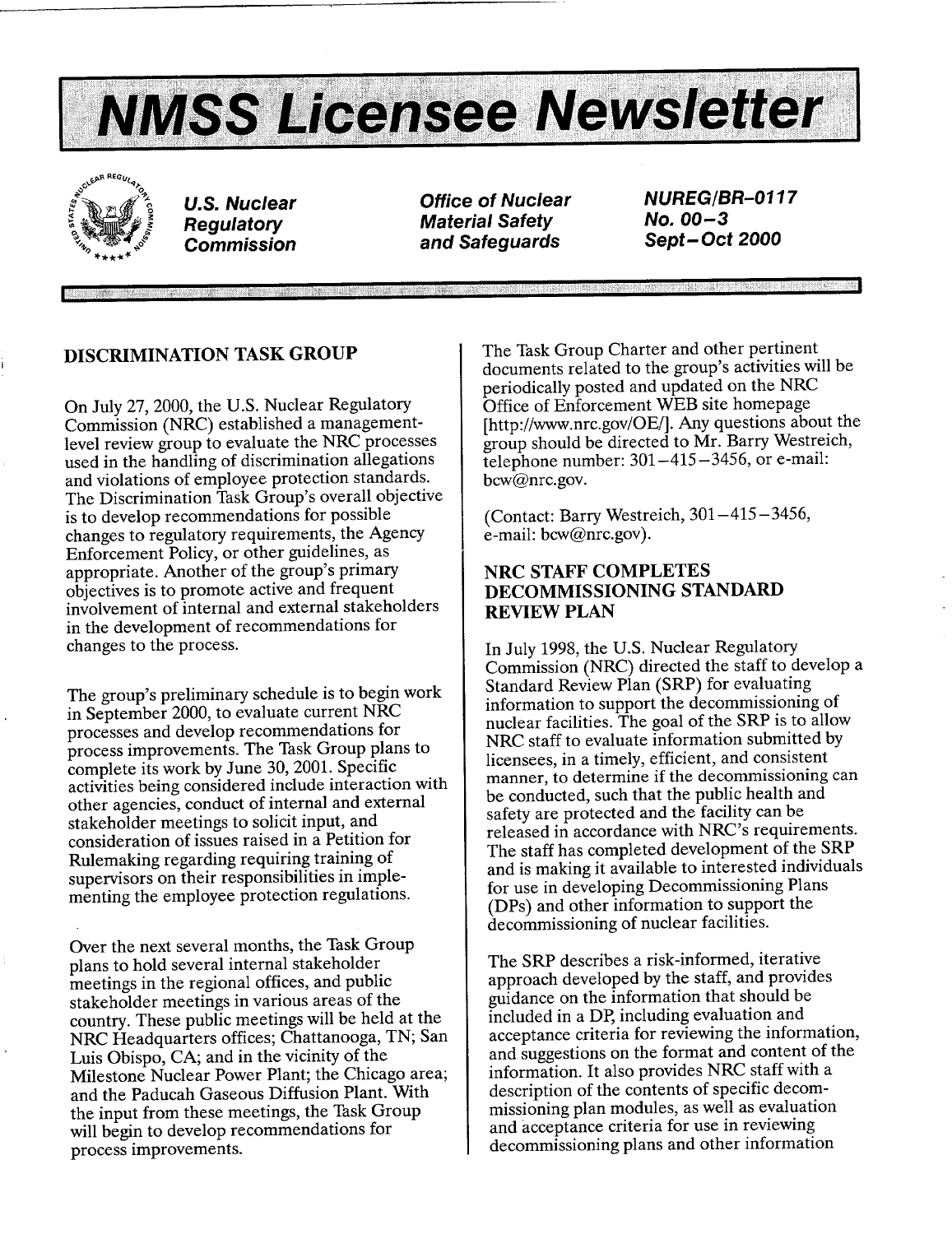# NMSS Licensee Newsletter

**U.S. Nuclear Regulatory Commission**

**Office of Nuclear Material Safety and Safeguards**

**NUREG/BR-0117**
**No. 00-3**
**Sept-Oct 2000**

## DISCRIMINATION TASK GROUP

On July 27, 2000, the U.S. Nuclear Regulatory Commission (NRC) established a management-level review group to evaluate the NRC processes used in the handling of discrimination allegations and violations of employee protection standards. The Discrimination Task Group's overall objective is to develop recommendations for possible changes to regulatory requirements, the Agency Enforcement Policy, or other guidelines, as appropriate. Another of the group's primary objectives is to promote active and frequent involvement of internal and external stakeholders in the development of recommendations for changes to the process.

The group's preliminary schedule is to begin work in September 2000, to evaluate current NRC processes and develop recommendations for process improvements. The Task Group plans to complete its work by June 30, 2001. Specific activities being considered include interaction with other agencies, conduct of internal and external stakeholder meetings to solicit input, and consideration of issues raised in a Petition for Rulemaking regarding requiring training of supervisors on their responsibilities in implementing the employee protection regulations.

Over the next several months, the Task Group plans to hold several internal stakeholder meetings in the regional offices, and public stakeholder meetings in various areas of the country. These public meetings will be held at the NRC Headquarters offices; Chattanooga, TN; San Luis Obispo, CA; and in the vicinity of the Milestone Nuclear Power Plant; the Chicago area; and the Paducah Gaseous Diffusion Plant. With the input from these meetings, the Task Group will begin to develop recommendations for process improvements.

The Task Group Charter and other pertinent documents related to the group's activities will be periodically posted and updated on the NRC Office of Enforcement WEB site homepage [http://www.nrc.gov/OE/]. Any questions about the group should be directed to Mr. Barry Westreich, telephone number: 301-415-3456, or e-mail: bcw@nrc.gov.

(Contact: Barry Westreich, 301-415-3456, e-mail: bcw@nrc.gov).

## NRC STAFF COMPLETES DECOMMISSIONING STANDARD REVIEW PLAN

In July 1998, the U.S. Nuclear Regulatory Commission (NRC) directed the staff to develop a Standard Review Plan (SRP) for evaluating information to support the decommissioning of nuclear facilities. The goal of the SRP is to allow NRC staff to evaluate information submitted by licensees, in a timely, efficient, and consistent manner, to determine if the decommissioning can be conducted, such that the public health and safety are protected and the facility can be released in accordance with NRC's requirements. The staff has completed development of the SRP and is making it available to interested individuals for use in developing Decommissioning Plans (DPs) and other information to support the decommissioning of nuclear facilities.

The SRP describes a risk-informed, iterative approach developed by the staff, and provides guidance on the information that should be included in a DP, including evaluation and acceptance criteria for reviewing the information, and suggestions on the format and content of the information. It also provides NRC staff with a description of the contents of specific decommissioning plan modules, as well as evaluation and acceptance criteria for use in reviewing decommissioning plans and other information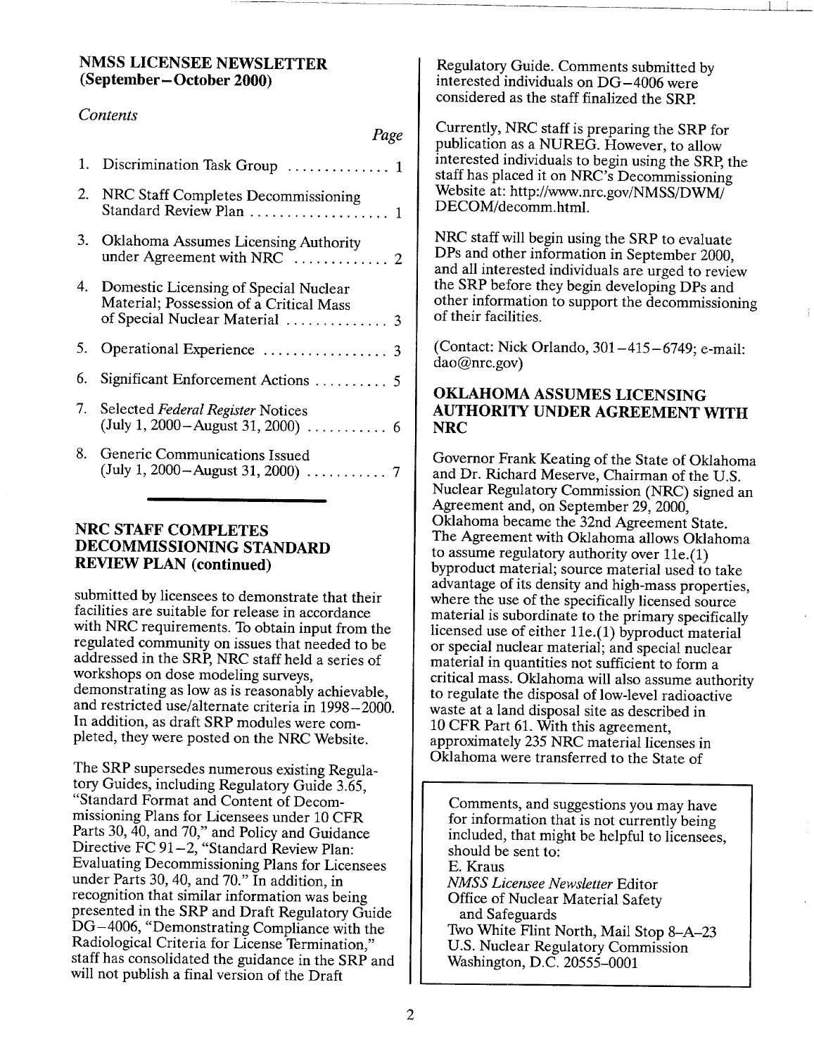## NMSS LICENSEE NEWSLETTER (September–October 2000)

*Contents*

*Page*

1. Discrimination Task Group .............. 1
2. NRC Staff Completes Decommissioning Standard Review Plan .................. 1
3. Oklahoma Assumes Licensing Authority under Agreement with NRC ............. 2
4. Domestic Licensing of Special Nuclear Material; Possession of a Critical Mass of Special Nuclear Material .............. 3
5. Operational Experience ................. 3
6. Significant Enforcement Actions .......... 5
7. Selected *Federal Register* Notices (July 1, 2000–August 31, 2000) ........... 6
8. Generic Communications Issued (July 1, 2000–August 31, 2000) ........... 7

## NRC STAFF COMPLETES DECOMMISSIONING STANDARD REVIEW PLAN (continued)

submitted by licensees to demonstrate that their facilities are suitable for release in accordance with NRC requirements. To obtain input from the regulated community on issues that needed to be addressed in the SRP, NRC staff held a series of workshops on dose modeling surveys, demonstrating as low as is reasonably achievable, and restricted use/alternate criteria in 1998–2000. In addition, as draft SRP modules were completed, they were posted on the NRC Website.

The SRP supersedes numerous existing Regulatory Guides, including Regulatory Guide 3.65, "Standard Format and Content of Decommissioning Plans for Licensees under 10 CFR Parts 30, 40, and 70," and Policy and Guidance Directive FC 91–2, "Standard Review Plan: Evaluating Decommissioning Plans for Licensees under Parts 30, 40, and 70." In addition, in recognition that similar information was being presented in the SRP and Draft Regulatory Guide DG–4006, "Demonstrating Compliance with the Radiological Criteria for License Termination," staff has consolidated the guidance in the SRP and will not publish a final version of the Draft Regulatory Guide. Comments submitted by interested individuals on DG–4006 were considered as the staff finalized the SRP.

Currently, NRC staff is preparing the SRP for publication as a NUREG. However, to allow interested individuals to begin using the SRP, the staff has placed it on NRC's Decommissioning Website at: http://www.nrc.gov/NMSS/DWM/DECOM/decomm.html.

NRC staff will begin using the SRP to evaluate DPs and other information in September 2000, and all interested individuals are urged to review the SRP before they begin developing DPs and other information to support the decommissioning of their facilities.

(Contact: Nick Orlando, 301–415–6749; e-mail: dao@nrc.gov)

## OKLAHOMA ASSUMES LICENSING AUTHORITY UNDER AGREEMENT WITH NRC

Governor Frank Keating of the State of Oklahoma and Dr. Richard Meserve, Chairman of the U.S. Nuclear Regulatory Commission (NRC) signed an Agreement and, on September 29, 2000, Oklahoma became the 32nd Agreement State. The Agreement with Oklahoma allows Oklahoma to assume regulatory authority over 11e.(1) byproduct material; source material used to take advantage of its density and high-mass properties, where the use of the specifically licensed source material is subordinate to the primary specifically licensed use of either 11e.(1) byproduct material or special nuclear material; and special nuclear material in quantities not sufficient to form a critical mass. Oklahoma will also assume authority to regulate the disposal of low-level radioactive waste at a land disposal site as described in 10 CFR Part 61. With this agreement, approximately 235 NRC material licenses in Oklahoma were transferred to the State of

---

Comments, and suggestions you may have for information that is not currently being included, that might be helpful to licensees, should be sent to:
E. Kraus
*NMSS Licensee Newsletter* Editor
Office of Nuclear Material Safety and Safeguards
Two White Flint North, Mail Stop 8–A–23
U.S. Nuclear Regulatory Commission
Washington, D.C. 20555–0001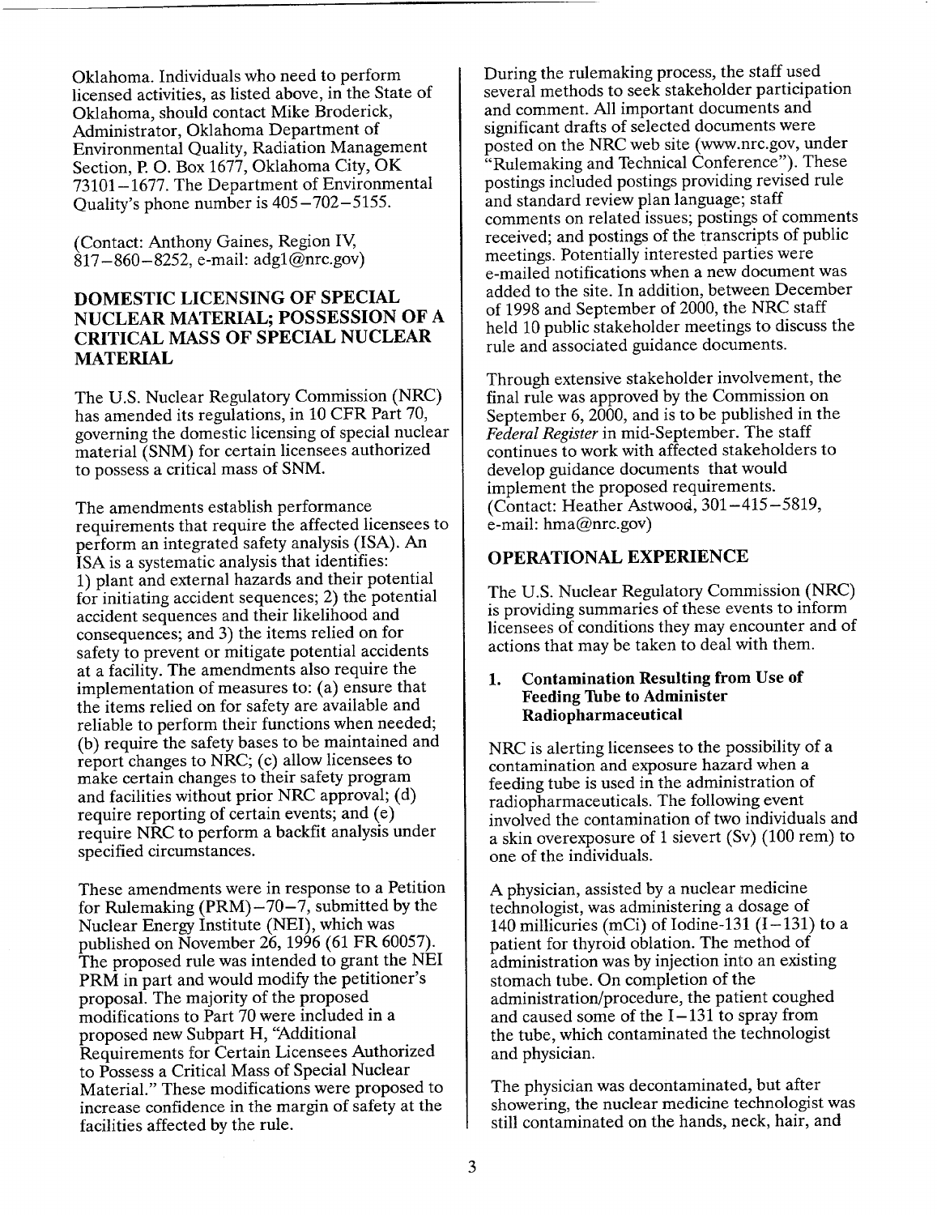Oklahoma. Individuals who need to perform licensed activities, as listed above, in the State of Oklahoma, should contact Mike Broderick, Administrator, Oklahoma Department of Environmental Quality, Radiation Management Section, P. O. Box 1677, Oklahoma City, OK 73101–1677. The Department of Environmental Quality's phone number is 405–702–5155.

(Contact: Anthony Gaines, Region IV, 817–860–8252, e-mail: adg1@nrc.gov)

## DOMESTIC LICENSING OF SPECIAL NUCLEAR MATERIAL; POSSESSION OF A CRITICAL MASS OF SPECIAL NUCLEAR MATERIAL

The U.S. Nuclear Regulatory Commission (NRC) has amended its regulations, in 10 CFR Part 70, governing the domestic licensing of special nuclear material (SNM) for certain licensees authorized to possess a critical mass of SNM.

The amendments establish performance requirements that require the affected licensees to perform an integrated safety analysis (ISA). An ISA is a systematic analysis that identifies: 1) plant and external hazards and their potential for initiating accident sequences; 2) the potential accident sequences and their likelihood and consequences; and 3) the items relied on for safety to prevent or mitigate potential accidents at a facility. The amendments also require the implementation of measures to: (a) ensure that the items relied on for safety are available and reliable to perform their functions when needed; (b) require the safety bases to be maintained and report changes to NRC; (c) allow licensees to make certain changes to their safety program and facilities without prior NRC approval; (d) require reporting of certain events; and (e) require NRC to perform a backfit analysis under specified circumstances.

These amendments were in response to a Petition for Rulemaking (PRM)–70–7, submitted by the Nuclear Energy Institute (NEI), which was published on November 26, 1996 (61 FR 60057). The proposed rule was intended to grant the NEI PRM in part and would modify the petitioner's proposal. The majority of the proposed modifications to Part 70 were included in a proposed new Subpart H, "Additional Requirements for Certain Licensees Authorized to Possess a Critical Mass of Special Nuclear Material." These modifications were proposed to increase confidence in the margin of safety at the facilities affected by the rule.

During the rulemaking process, the staff used several methods to seek stakeholder participation and comment. All important documents and significant drafts of selected documents were posted on the NRC web site (www.nrc.gov, under "Rulemaking and Technical Conference"). These postings included postings providing revised rule and standard review plan language; staff comments on related issues; postings of comments received; and postings of the transcripts of public meetings. Potentially interested parties were e-mailed notifications when a new document was added to the site. In addition, between December of 1998 and September of 2000, the NRC staff held 10 public stakeholder meetings to discuss the rule and associated guidance documents.

Through extensive stakeholder involvement, the final rule was approved by the Commission on September 6, 2000, and is to be published in the *Federal Register* in mid-September. The staff continues to work with affected stakeholders to develop guidance documents that would implement the proposed requirements. (Contact: Heather Astwood, 301–415–5819, e-mail: hma@nrc.gov)

## OPERATIONAL EXPERIENCE

The U.S. Nuclear Regulatory Commission (NRC) is providing summaries of these events to inform licensees of conditions they may encounter and of actions that may be taken to deal with them.

### 1. Contamination Resulting from Use of Feeding Tube to Administer Radiopharmaceutical

NRC is alerting licensees to the possibility of a contamination and exposure hazard when a feeding tube is used in the administration of radiopharmaceuticals. The following event involved the contamination of two individuals and a skin overexposure of 1 sievert (Sv) (100 rem) to one of the individuals.

A physician, assisted by a nuclear medicine technologist, was administering a dosage of 140 millicuries (mCi) of Iodine-131 (I–131) to a patient for thyroid oblation. The method of administration was by injection into an existing stomach tube. On completion of the administration/procedure, the patient coughed and caused some of the I–131 to spray from the tube, which contaminated the technologist and physician.

The physician was decontaminated, but after showering, the nuclear medicine technologist was still contaminated on the hands, neck, hair, and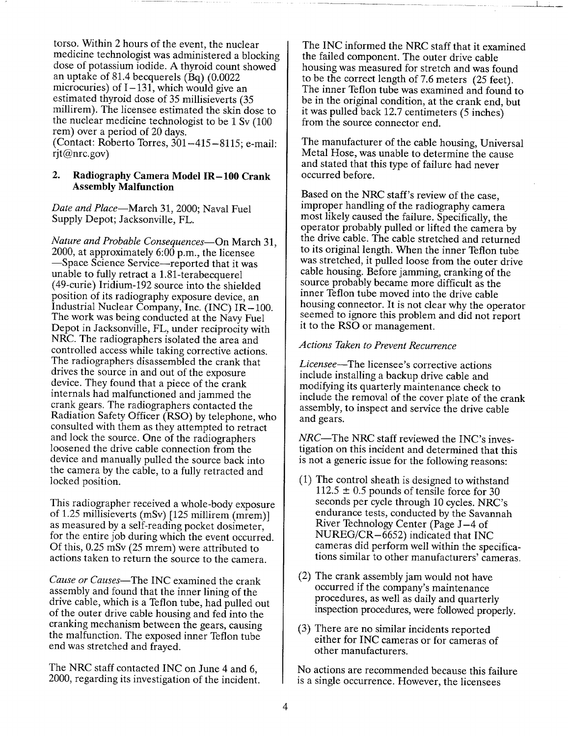torso. Within 2 hours of the event, the nuclear medicine technologist was administered a blocking dose of potassium iodide. A thyroid count showed an uptake of 81.4 becquerels (Bq) (0.0022 microcuries) of I−131, which would give an estimated thyroid dose of 35 millisieverts (35 millirem). The licensee estimated the skin dose to the nuclear medicine technologist to be 1 Sv (100 rem) over a period of 20 days.
(Contact: Roberto Torres, 301−415−8115; e-mail: rjt@nrc.gov)

## 2. Radiography Camera Model IR−100 Crank Assembly Malfunction

*Date and Place*—March 31, 2000; Naval Fuel Supply Depot; Jacksonville, FL.

*Nature and Probable Consequences*—On March 31, 2000, at approximately 6:00 p.m., the licensee —Space Science Service—reported that it was unable to fully retract a 1.81-terabecquerel (49-curie) Iridium-192 source into the shielded position of its radiography exposure device, an Industrial Nuclear Company, Inc. (INC) IR−100. The work was being conducted at the Navy Fuel Depot in Jacksonville, FL, under reciprocity with NRC. The radiographers isolated the area and controlled access while taking corrective actions. The radiographers disassembled the crank that drives the source in and out of the exposure device. They found that a piece of the crank internals had malfunctioned and jammed the crank gears. The radiographers contacted the Radiation Safety Officer (RSO) by telephone, who consulted with them as they attempted to retract and lock the source. One of the radiographers loosened the drive cable connection from the device and manually pulled the source back into the camera by the cable, to a fully retracted and locked position.

This radiographer received a whole-body exposure of 1.25 millisieverts (mSv) [125 millirem (mrem)] as measured by a self-reading pocket dosimeter, for the entire job during which the event occurred. Of this, 0.25 mSv (25 mrem) were attributed to actions taken to return the source to the camera.

*Cause or Causes*—The INC examined the crank assembly and found that the inner lining of the drive cable, which is a Teflon tube, had pulled out of the outer drive cable housing and fed into the cranking mechanism between the gears, causing the malfunction. The exposed inner Teflon tube end was stretched and frayed.

The NRC staff contacted INC on June 4 and 6, 2000, regarding its investigation of the incident. The INC informed the NRC staff that it examined the failed component. The outer drive cable housing was measured for stretch and was found to be the correct length of 7.6 meters (25 feet). The inner Teflon tube was examined and found to be in the original condition, at the crank end, but it was pulled back 12.7 centimeters (5 inches) from the source connector end.

The manufacturer of the cable housing, Universal Metal Hose, was unable to determine the cause and stated that this type of failure had never occurred before.

Based on the NRC staff's review of the case, improper handling of the radiography camera most likely caused the failure. Specifically, the operator probably pulled or lifted the camera by the drive cable. The cable stretched and returned to its original length. When the inner Teflon tube was stretched, it pulled loose from the outer drive cable housing. Before jamming, cranking of the source probably became more difficult as the inner Teflon tube moved into the drive cable housing connector. It is not clear why the operator seemed to ignore this problem and did not report it to the RSO or management.

*Actions Taken to Prevent Recurrence*

*Licensee*—The licensee's corrective actions include installing a backup drive cable and modifying its quarterly maintenance check to include the removal of the cover plate of the crank assembly, to inspect and service the drive cable and gears.

*NRC*—The NRC staff reviewed the INC's investigation on this incident and determined that this is not a generic issue for the following reasons:

(1) The control sheath is designed to withstand 112.5 ± 0.5 pounds of tensile force for 30 seconds per cycle through 10 cycles. NRC's endurance tests, conducted by the Savannah River Technology Center (Page J−4 of NUREG/CR−6652) indicated that INC cameras did perform well within the specifications similar to other manufacturers' cameras.

(2) The crank assembly jam would not have occurred if the company's maintenance procedures, as well as daily and quarterly inspection procedures, were followed properly.

(3) There are no similar incidents reported either for INC cameras or for cameras of other manufacturers.

No actions are recommended because this failure is a single occurrence. However, the licensees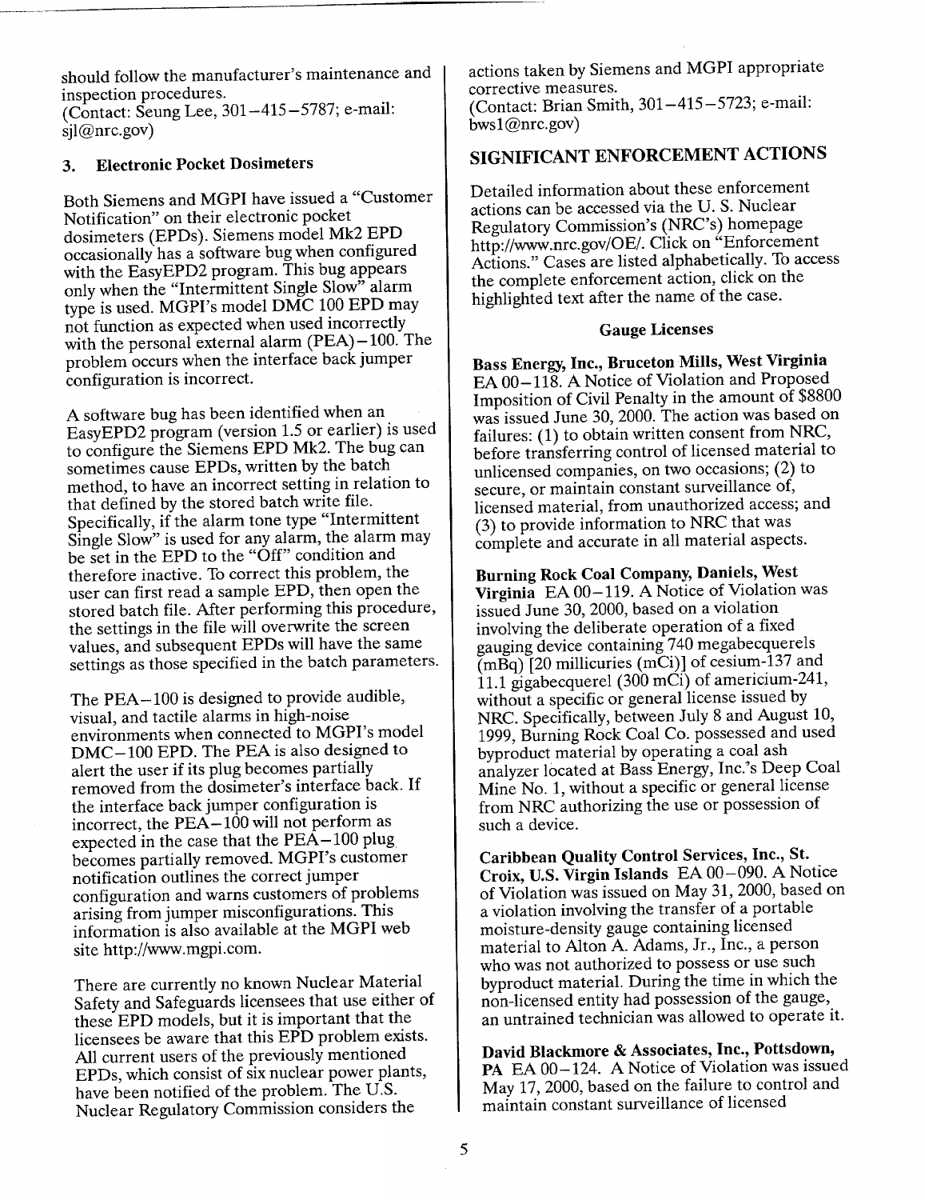should follow the manufacturer's maintenance and inspection procedures.
(Contact: Seung Lee, 301–415–5787; e-mail: sjl@nrc.gov)

### 3. Electronic Pocket Dosimeters

Both Siemens and MGPI have issued a "Customer Notification" on their electronic pocket dosimeters (EPDs). Siemens model Mk2 EPD occasionally has a software bug when configured with the EasyEPD2 program. This bug appears only when the "Intermittent Single Slow" alarm type is used. MGPI's model DMC 100 EPD may not function as expected when used incorrectly with the personal external alarm (PEA)–100. The problem occurs when the interface back jumper configuration is incorrect.

A software bug has been identified when an EasyEPD2 program (version 1.5 or earlier) is used to configure the Siemens EPD Mk2. The bug can sometimes cause EPDs, written by the batch method, to have an incorrect setting in relation to that defined by the stored batch write file. Specifically, if the alarm tone type "Intermittent Single Slow" is used for any alarm, the alarm may be set in the EPD to the "Off" condition and therefore inactive. To correct this problem, the user can first read a sample EPD, then open the stored batch file. After performing this procedure, the settings in the file will overwrite the screen values, and subsequent EPDs will have the same settings as those specified in the batch parameters.

The PEA–100 is designed to provide audible, visual, and tactile alarms in high-noise environments when connected to MGPI's model DMC–100 EPD. The PEA is also designed to alert the user if its plug becomes partially removed from the dosimeter's interface back. If the interface back jumper configuration is incorrect, the PEA–100 will not perform as expected in the case that the PEA–100 plug becomes partially removed. MGPI's customer notification outlines the correct jumper configuration and warns customers of problems arising from jumper misconfigurations. This information is also available at the MGPI web site http://www.mgpi.com.

There are currently no known Nuclear Material Safety and Safeguards licensees that use either of these EPD models, but it is important that the licensees be aware that this EPD problem exists. All current users of the previously mentioned EPDs, which consist of six nuclear power plants, have been notified of the problem. The U.S. Nuclear Regulatory Commission considers the actions taken by Siemens and MGPI appropriate corrective measures.
(Contact: Brian Smith, 301–415–5723; e-mail: bws1@nrc.gov)

## SIGNIFICANT ENFORCEMENT ACTIONS

Detailed information about these enforcement actions can be accessed via the U. S. Nuclear Regulatory Commission's (NRC's) homepage http://www.nrc.gov/OE/. Click on "Enforcement Actions." Cases are listed alphabetically. To access the complete enforcement action, click on the highlighted text after the name of the case.

### Gauge Licenses

**Bass Energy, Inc., Bruceton Mills, West Virginia** EA 00–118. A Notice of Violation and Proposed Imposition of Civil Penalty in the amount of $8800 was issued June 30, 2000. The action was based on failures: (1) to obtain written consent from NRC, before transferring control of licensed material to unlicensed companies, on two occasions; (2) to secure, or maintain constant surveillance of, licensed material, from unauthorized access; and (3) to provide information to NRC that was complete and accurate in all material aspects.

**Burning Rock Coal Company, Daniels, West Virginia** EA 00–119. A Notice of Violation was issued June 30, 2000, based on a violation involving the deliberate operation of a fixed gauging device containing 740 megabecquerels (mBq) [20 millicuries (mCi)] of cesium-137 and 11.1 gigabecquerel (300 mCi) of americium-241, without a specific or general license issued by NRC. Specifically, between July 8 and August 10, 1999, Burning Rock Coal Co. possessed and used byproduct material by operating a coal ash analyzer located at Bass Energy, Inc.'s Deep Coal Mine No. 1, without a specific or general license from NRC authorizing the use or possession of such a device.

**Caribbean Quality Control Services, Inc., St. Croix, U.S. Virgin Islands** EA 00–090. A Notice of Violation was issued on May 31, 2000, based on a violation involving the transfer of a portable moisture-density gauge containing licensed material to Alton A. Adams, Jr., Inc., a person who was not authorized to possess or use such byproduct material. During the time in which the non-licensed entity had possession of the gauge, an untrained technician was allowed to operate it.

**David Blackmore & Associates, Inc., Pottsdown, PA** EA 00–124. A Notice of Violation was issued May 17, 2000, based on the failure to control and maintain constant surveillance of licensed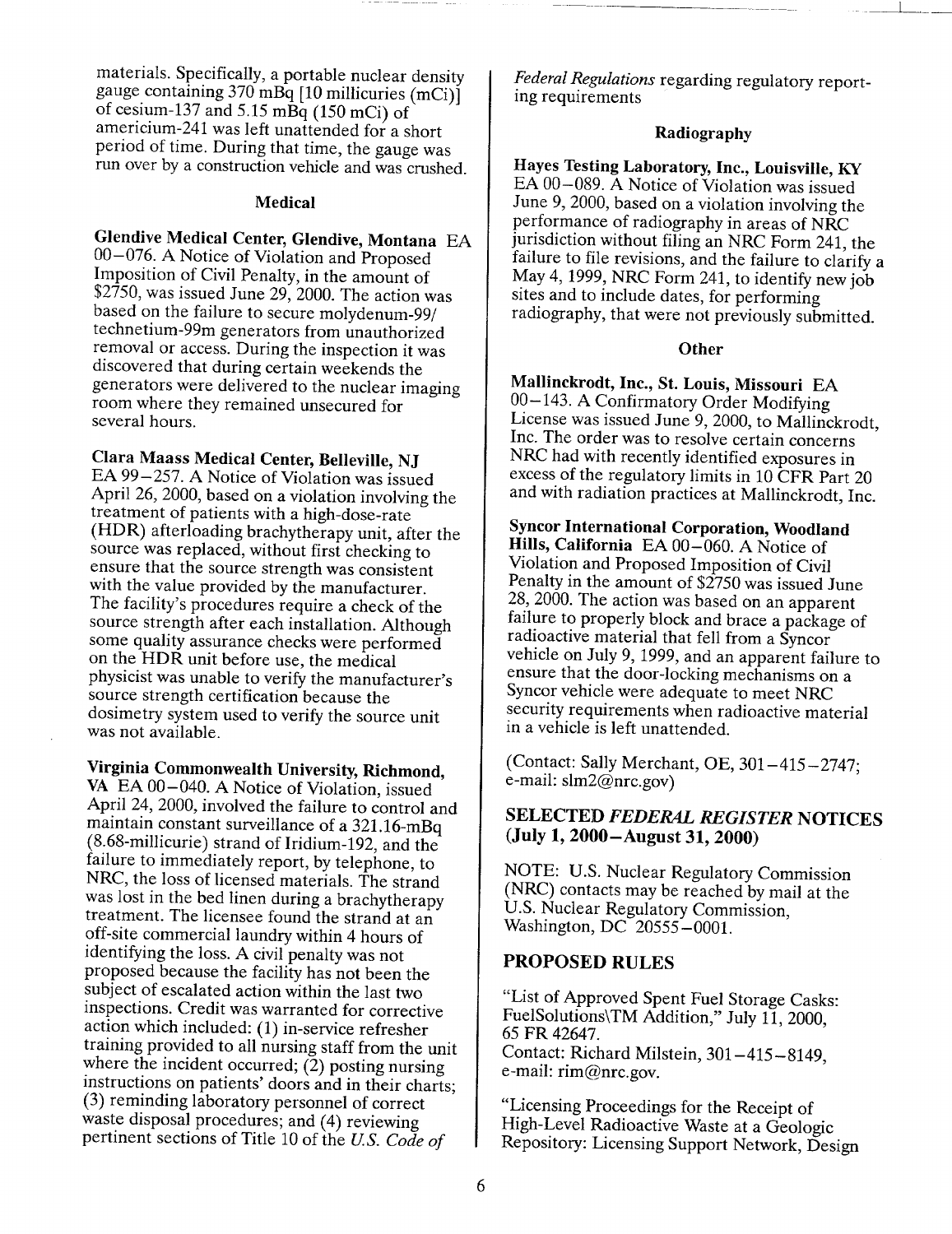materials. Specifically, a portable nuclear density gauge containing 370 mBq [10 millicuries (mCi)] of cesium-137 and 5.15 mBq (150 mCi) of americium-241 was left unattended for a short period of time. During that time, the gauge was run over by a construction vehicle and was crushed.

### Medical

**Glendive Medical Center, Glendive, Montana** EA 00–076. A Notice of Violation and Proposed Imposition of Civil Penalty, in the amount of $2750, was issued June 29, 2000. The action was based on the failure to secure molydenum-99/technetium-99m generators from unauthorized removal or access. During the inspection it was discovered that during certain weekends the generators were delivered to the nuclear imaging room where they remained unsecured for several hours.

**Clara Maass Medical Center, Belleville, NJ** EA 99–257. A Notice of Violation was issued April 26, 2000, based on a violation involving the treatment of patients with a high-dose-rate (HDR) afterloading brachytherapy unit, after the source was replaced, without first checking to ensure that the source strength was consistent with the value provided by the manufacturer. The facility's procedures require a check of the source strength after each installation. Although some quality assurance checks were performed on the HDR unit before use, the medical physicist was unable to verify the manufacturer's source strength certification because the dosimetry system used to verify the source unit was not available.

**Virginia Commonwealth University, Richmond, VA** EA 00–040. A Notice of Violation, issued April 24, 2000, involved the failure to control and maintain constant surveillance of a 321.16-mBq (8.68-millicurie) strand of Iridium-192, and the failure to immediately report, by telephone, to NRC, the loss of licensed materials. The strand was lost in the bed linen during a brachytherapy treatment. The licensee found the strand at an off-site commercial laundry within 4 hours of identifying the loss. A civil penalty was not proposed because the facility has not been the subject of escalated action within the last two inspections. Credit was warranted for corrective action which included: (1) in-service refresher training provided to all nursing staff from the unit where the incident occurred; (2) posting nursing instructions on patients' doors and in their charts; (3) reminding laboratory personnel of correct waste disposal procedures; and (4) reviewing pertinent sections of Title 10 of the *U.S. Code of Federal Regulations* regarding regulatory reporting requirements

### Radiography

**Hayes Testing Laboratory, Inc., Louisville, KY** EA 00–089. A Notice of Violation was issued June 9, 2000, based on a violation involving the performance of radiography in areas of NRC jurisdiction without filing an NRC Form 241, the failure to file revisions, and the failure to clarify a May 4, 1999, NRC Form 241, to identify new job sites and to include dates, for performing radiography, that were not previously submitted.

### Other

**Mallinckrodt, Inc., St. Louis, Missouri** EA 00–143. A Confirmatory Order Modifying License was issued June 9, 2000, to Mallinckrodt, Inc. The order was to resolve certain concerns NRC had with recently identified exposures in excess of the regulatory limits in 10 CFR Part 20 and with radiation practices at Mallinckrodt, Inc.

**Syncor International Corporation, Woodland Hills, California** EA 00–060. A Notice of Violation and Proposed Imposition of Civil Penalty in the amount of $2750 was issued June 28, 2000. The action was based on an apparent failure to properly block and brace a package of radioactive material that fell from a Syncor vehicle on July 9, 1999, and an apparent failure to ensure that the door-locking mechanisms on a Syncor vehicle were adequate to meet NRC security requirements when radioactive material in a vehicle is left unattended.

(Contact: Sally Merchant, OE, 301–415–2747; e-mail: slm2@nrc.gov)

## SELECTED *FEDERAL REGISTER* NOTICES (July 1, 2000–August 31, 2000)

NOTE: U.S. Nuclear Regulatory Commission (NRC) contacts may be reached by mail at the U.S. Nuclear Regulatory Commission, Washington, DC 20555–0001.

## PROPOSED RULES

"List of Approved Spent Fuel Storage Casks: FuelSolutions\TM Addition," July 11, 2000, 65 FR 42647.
Contact: Richard Milstein, 301–415–8149, e-mail: rim@nrc.gov.

"Licensing Proceedings for the Receipt of High-Level Radioactive Waste at a Geologic Repository: Licensing Support Network, Design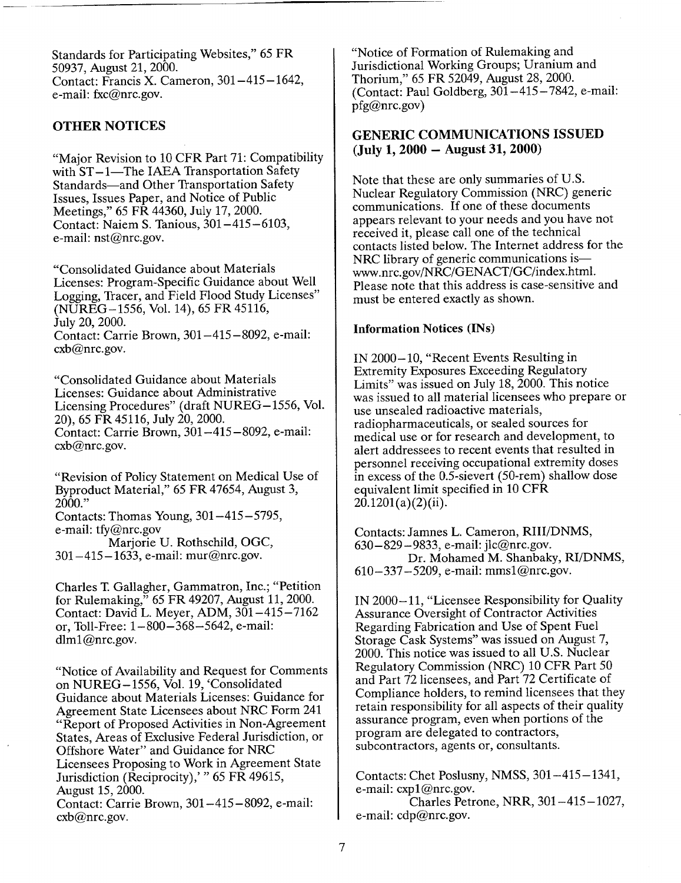Standards for Participating Websites," 65 FR 50937, August 21, 2000.
Contact: Francis X. Cameron, 301–415–1642, e-mail: fxc@nrc.gov.

## OTHER NOTICES

"Major Revision to 10 CFR Part 71: Compatibility with ST–1—The IAEA Transportation Safety Standards—and Other Transportation Safety Issues, Issues Paper, and Notice of Public Meetings," 65 FR 44360, July 17, 2000.
Contact: Naiem S. Tanious, 301–415–6103, e-mail: nst@nrc.gov.

"Consolidated Guidance about Materials Licenses: Program-Specific Guidance about Well Logging, Tracer, and Field Flood Study Licenses" (NUREG–1556, Vol. 14), 65 FR 45116, July 20, 2000.
Contact: Carrie Brown, 301–415–8092, e-mail: cxb@nrc.gov.

"Consolidated Guidance about Materials Licenses: Guidance about Administrative Licensing Procedures" (draft NUREG–1556, Vol. 20), 65 FR 45116, July 20, 2000.
Contact: Carrie Brown, 301–415–8092, e-mail: cxb@nrc.gov.

"Revision of Policy Statement on Medical Use of Byproduct Material," 65 FR 47654, August 3, 2000."
Contacts: Thomas Young, 301–415–5795, e-mail: tfy@nrc.gov
Marjorie U. Rothschild, OGC, 301–415–1633, e-mail: mur@nrc.gov.

Charles T. Gallagher, Gammatron, Inc.; "Petition for Rulemaking," 65 FR 49207, August 11, 2000.
Contact: David L. Meyer, ADM, 301–415–7162 or, Toll-Free: 1–800–368–5642, e-mail: dlm1@nrc.gov.

"Notice of Availability and Request for Comments on NUREG–1556, Vol. 19, 'Consolidated Guidance about Materials Licenses: Guidance for Agreement State Licensees about NRC Form 241 "Report of Proposed Activities in Non-Agreement States, Areas of Exclusive Federal Jurisdiction, or Offshore Water" and Guidance for NRC Licensees Proposing to Work in Agreement State Jurisdiction (Reciprocity),' " 65 FR 49615, August 15, 2000.
Contact: Carrie Brown, 301–415–8092, e-mail: cxb@nrc.gov.

"Notice of Formation of Rulemaking and Jurisdictional Working Groups; Uranium and Thorium," 65 FR 52049, August 28, 2000.
(Contact: Paul Goldberg, 301–415–7842, e-mail: pfg@nrc.gov)

## GENERIC COMMUNICATIONS ISSUED (July 1, 2000 – August 31, 2000)

Note that these are only summaries of U.S. Nuclear Regulatory Commission (NRC) generic communications. If one of these documents appears relevant to your needs and you have not received it, please call one of the technical contacts listed below. The Internet address for the NRC library of generic communications is—www.nrc.gov/NRC/GENACT/GC/index.html. Please note that this address is case-sensitive and must be entered exactly as shown.

### Information Notices (INs)

IN 2000–10, "Recent Events Resulting in Extremity Exposures Exceeding Regulatory Limits" was issued on July 18, 2000. This notice was issued to all material licensees who prepare or use unsealed radioactive materials, radiopharmaceuticals, or sealed sources for medical use or for research and development, to alert addressees to recent events that resulted in personnel receiving occupational extremity doses in excess of the 0.5-sievert (50-rem) shallow dose equivalent limit specified in 10 CFR 20.1201(a)(2)(ii).

Contacts: Jamnes L. Cameron, RIII/DNMS, 630–829–9833, e-mail: jlc@nrc.gov.
Dr. Mohamed M. Shanbaky, RI/DNMS, 610–337–5209, e-mail: mms1@nrc.gov.

IN 2000–11, "Licensee Responsibility for Quality Assurance Oversight of Contractor Activities Regarding Fabrication and Use of Spent Fuel Storage Cask Systems" was issued on August 7, 2000. This notice was issued to all U.S. Nuclear Regulatory Commission (NRC) 10 CFR Part 50 and Part 72 licensees, and Part 72 Certificate of Compliance holders, to remind licensees that they retain responsibility for all aspects of their quality assurance program, even when portions of the program are delegated to contractors, subcontractors, agents or, consultants.

Contacts: Chet Poslusny, NMSS, 301–415–1341, e-mail: cxp1@nrc.gov.
Charles Petrone, NRR, 301–415–1027, e-mail: cdp@nrc.gov.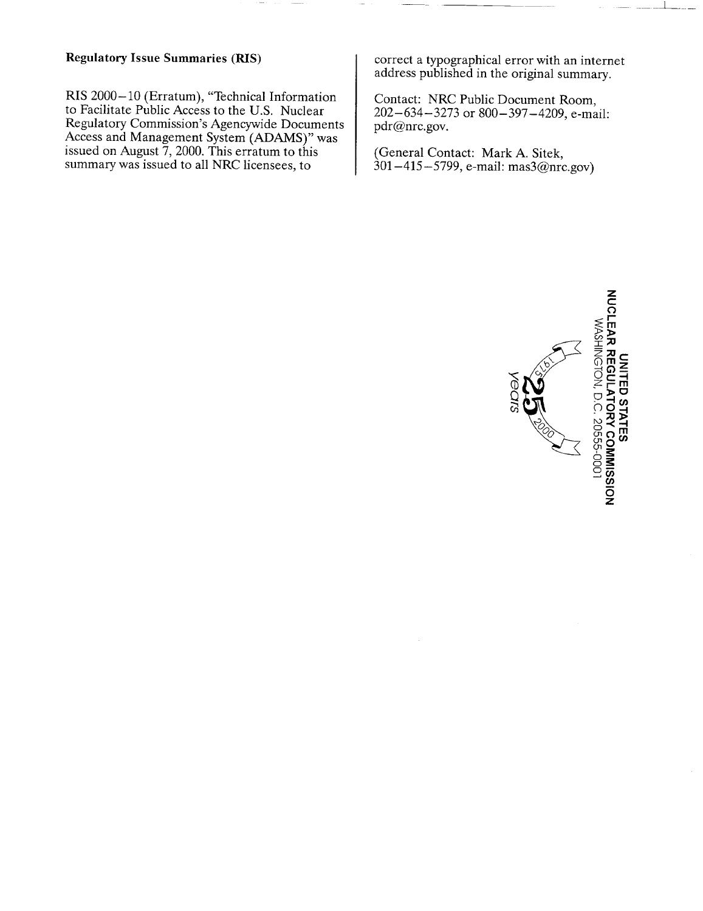**Regulatory Issue Summaries (RIS)**

RIS 2000–10 (Erratum), "Technical Information to Facilitate Public Access to the U.S. Nuclear Regulatory Commission's Agencywide Documents Access and Management System (ADAMS)" was issued on August 7, 2000. This erratum to this summary was issued to all NRC licensees, to correct a typographical error with an internet address published in the original summary.

Contact: NRC Public Document Room, 202–634–3273 or 800–397–4209, e-mail: pdr@nrc.gov.

(General Contact: Mark A. Sitek, 301–415–5799, e-mail: mas3@nrc.gov)

UNITED STATES
NUCLEAR REGULATORY COMMISSION
WASHINGTON, D.C. 20555-0001

1975 25 years 2000